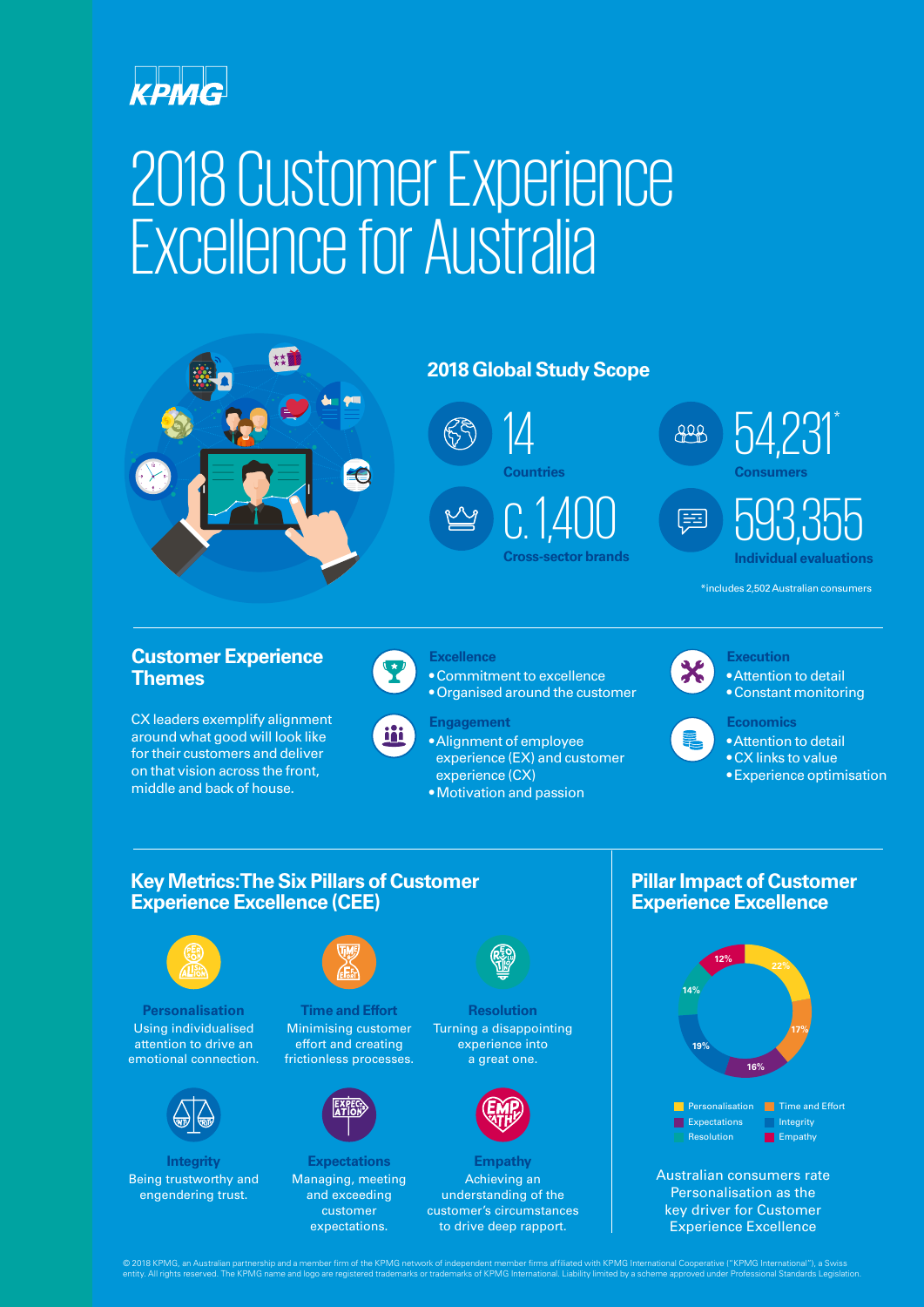KPMG

# 2018 Customer Experience Excellence for Australia

## 2018 Global Study Scope

**14**
Countries

**c. 1,400**
Cross-sector brands

**54,231***
Consumers

**593,355**
Individual evaluations

*includes 2,502 Australian consumers

## Customer Experience Themes

CX leaders exemplify alignment around what good will look like for their customers and deliver on that vision across the front, middle and back of house.

**Excellence**
- Commitment to excellence
- Organised around the customer

**Engagement**
- Alignment of employee experience (EX) and customer experience (CX)
- Motivation and passion

**Execution**
- Attention to detail
- Constant monitoring

**Economics**
- Attention to detail
- CX links to value
- Experience optimisation

## Key Metrics: The Six Pillars of Customer Experience Excellence (CEE)

**Personalisation**
Using individualised attention to drive an emotional connection.

**Time and Effort**
Minimising customer effort and creating frictionless processes.

**Resolution**
Turning a disappointing experience into a great one.

**Integrity**
Being trustworthy and engendering trust.

**Expectations**
Managing, meeting and exceeding customer expectations.

**Empathy**
Achieving an understanding of the customer's circumstances to drive deep rapport.

## Pillar Impact of Customer Experience Excellence

| Pillar | Impact |
|---|---|
| Personalisation | 22% |
| Time and Effort | 17% |
| Integrity | 16% |
| Expectations | 19% |
| Resolution | 14% |
| Empathy | 12% |

Australian consumers rate Personalisation as the key driver for Customer Experience Excellence

© 2018 KPMG, an Australian partnership and a member firm of the KPMG network of independent member firms affiliated with KPMG International Cooperative ("KPMG International"), a Swiss entity. All rights reserved. The KPMG name and logo are registered trademarks or trademarks of KPMG International. Liability limited by a scheme approved under Professional Standards Legislation.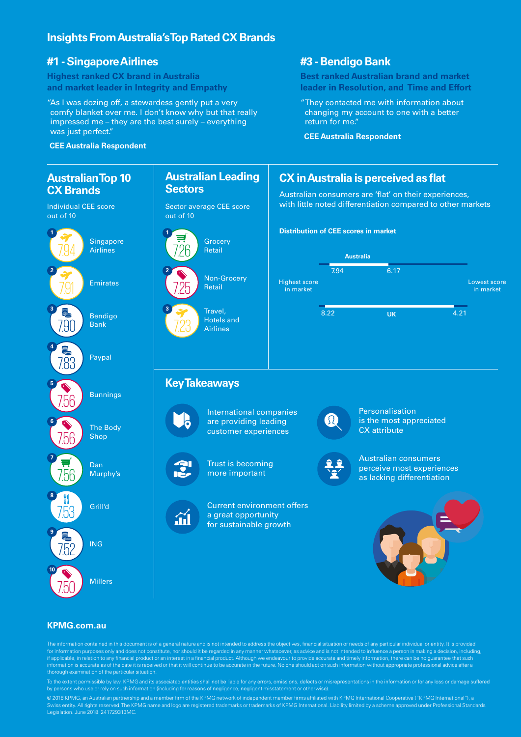## Insights From Australia's Top Rated CX Brands

### #1 - Singapore Airlines

**Highest ranked CX brand in Australia and market leader in Integrity and Empathy**

"As I was dozing off, a stewardess gently put a very comfy blanket over me. I don't know why but that really impressed me – they are the best surely – everything was just perfect."

**CEE Australia Respondent**

### #3 - Bendigo Bank

**Best ranked Australian brand and market leader in Resolution, and Time and Effort**

"They contacted me with information about changing my account to one with a better return for me."

**CEE Australia Respondent**

## Australian Top 10 CX Brands

Individual CEE score out of 10

1. 7.94 Singapore Airlines
2. 7.91 Emirates
3. 7.90 Bendigo Bank
4. 7.83 Paypal
5. 7.56 Bunnings
6. 7.56 The Body Shop
7. 7.56 Dan Murphy's
8. 7.53 Grill'd
9. 7.52 ING
10. 7.50 Millers

## Australian Leading Sectors

Sector average CEE score out of 10

1. 7.26 Grocery Retail
2. 7.25 Non-Grocery Retail
3. 7.23 Travel, Hotels and Airlines

## CX in Australia is perceived as flat

Australian consumers are 'flat' on their experiences, with little noted differentiation compared to other markets

**Distribution of CEE scores in market**

Highest score in market

Lowest score in market

Australia

7.94

6.17

8.22

UK

4.21

## Key Takeaways

- International companies are providing leading customer experiences
- Trust is becoming more important
- Current environment offers a great opportunity for sustainable growth
- Personalisation is the most appreciated CX attribute
- Australian consumers perceive most experiences as lacking differentiation

**KPMG.com.au**

The information contained in this document is of a general nature and is not intended to address the objectives, financial situation or needs of any particular individual or entity. It is provided for information purposes only and does not constitute, nor should it be regarded in any manner whatsoever, as advice and is not intended to influence a person in making a decision, including, if applicable, in relation to any financial product or an interest in a financial product. Although we endeavour to provide accurate and timely information, there can be no guarantee that such information is accurate as of the date it is received or that it will continue to be accurate in the future. No one should act on such information without appropriate professional advice after a thorough examination of the particular situation.

To the extent permissible by law, KPMG and its associated entities shall not be liable for any errors, omissions, defects or misrepresentations in the information or for any loss or damage suffered by persons who use or rely on such information (including for reasons of negligence, negligent misstatement or otherwise).

© 2018 KPMG, an Australian partnership and a member firm of the KPMG network of independent member firms affiliated with KPMG International Cooperative ("KPMG International"), a Swiss entity. All rights reserved. The KPMG name and logo are registered trademarks or trademarks of KPMG International. Liability limited by a scheme approved under Professional Standards Legislation. June 2018. 241729313MC.